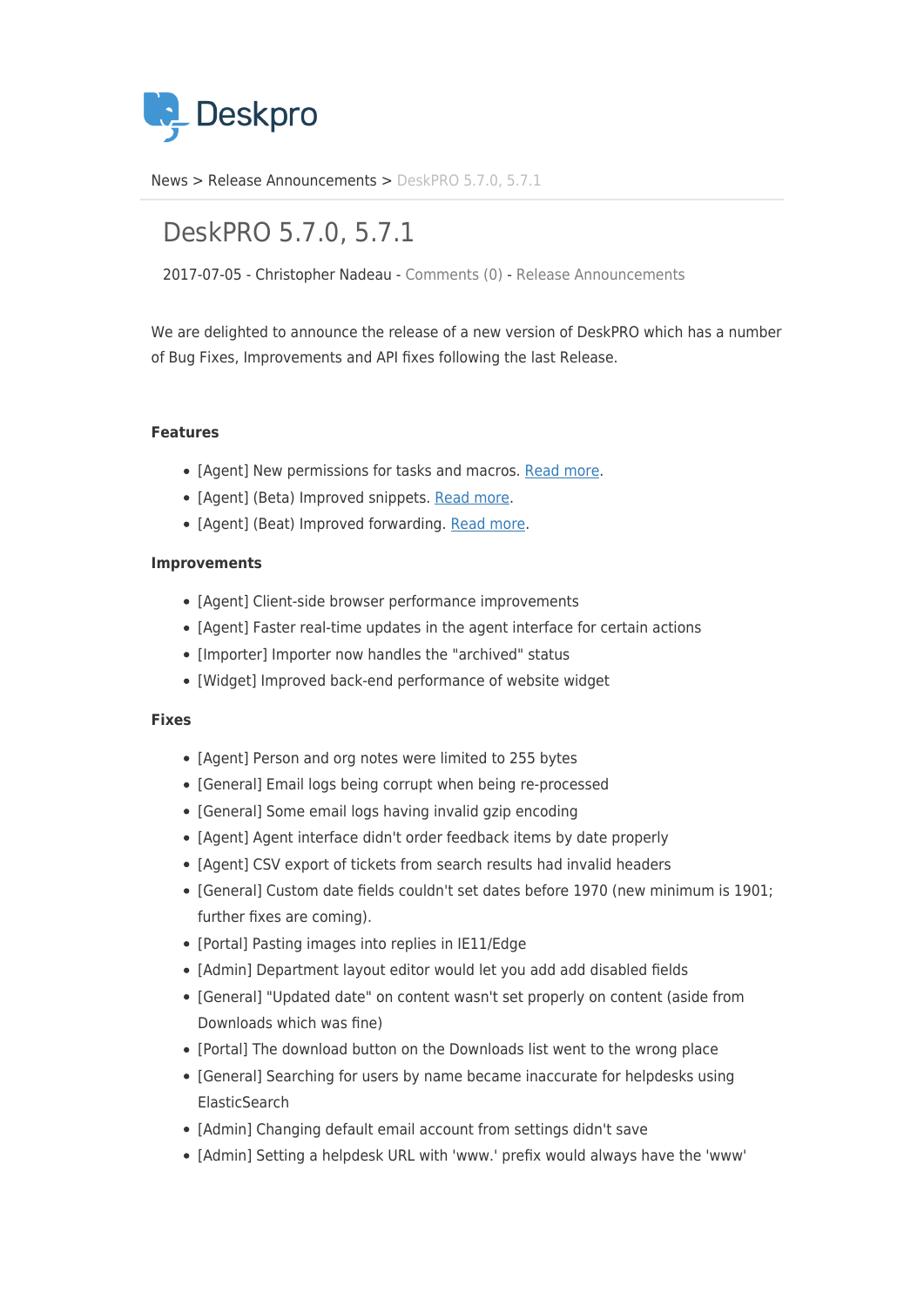Deskpro

News > Release Announcements > DeskPRO 5.7.0, 5.7.1

# DeskPRO 5.7.0, 5.7.1

2017-07-05 - Christopher Nadeau - Comments (0) - Release Announcements

We are delighted to announce the release of a new version of DeskPRO which has a number of Bug Fixes, Improvements and API fixes following the last Release.

#### Features

- [Agent] New permissions for tasks and macros. Read more.
- [Agent] (Beta) Improved snippets. Read more.
- [Agent] (Beat) Improved forwarding. Read more.

#### Improvements

- [Agent] Client-side browser performance improvements
- [Agent] Faster real-time updates in the agent interface for certain actions
- [Importer] Importer now handles the "archived" status
- [Widget] Improved back-end performance of website widget

#### Fixes

- [Agent] Person and org notes were limited to 255 bytes
- [General] Email logs being corrupt when being re-processed
- [General] Some email logs having invalid gzip encoding
- [Agent] Agent interface didn't order feedback items by date properly
- [Agent] CSV export of tickets from search results had invalid headers
- [General] Custom date fields couldn't set dates before 1970 (new minimum is 1901; further fixes are coming).
- [Portal] Pasting images into replies in IE11/Edge
- [Admin] Department layout editor would let you add add disabled fields
- [General] "Updated date" on content wasn't set properly on content (aside from Downloads which was fine)
- [Portal] The download button on the Downloads list went to the wrong place
- [General] Searching for users by name became inaccurate for helpdesks using ElasticSearch
- [Admin] Changing default email account from settings didn't save
- [Admin] Setting a helpdesk URL with 'www.' prefix would always have the 'www'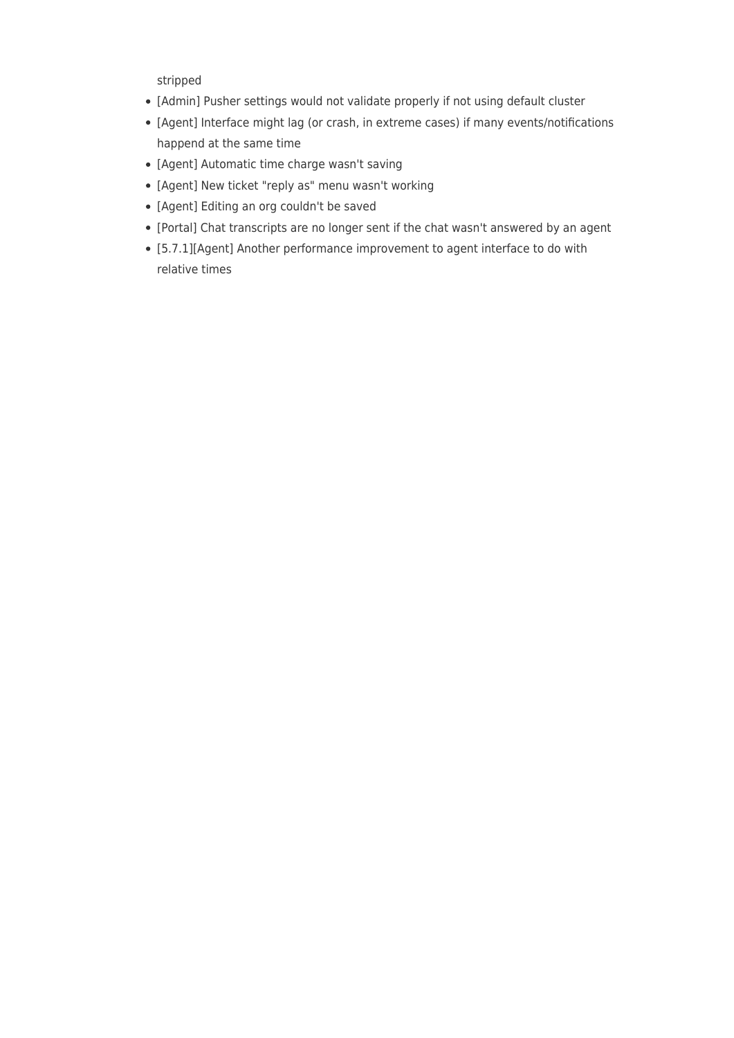stripped

- [Admin] Pusher settings would not validate properly if not using default cluster
- [Agent] Interface might lag (or crash, in extreme cases) if many events/notifications happend at the same time
- [Agent] Automatic time charge wasn't saving
- [Agent] New ticket "reply as" menu wasn't working
- [Agent] Editing an org couldn't be saved
- [Portal] Chat transcripts are no longer sent if the chat wasn't answered by an agent
- [5.7.1][Agent] Another performance improvement to agent interface to do with relative times